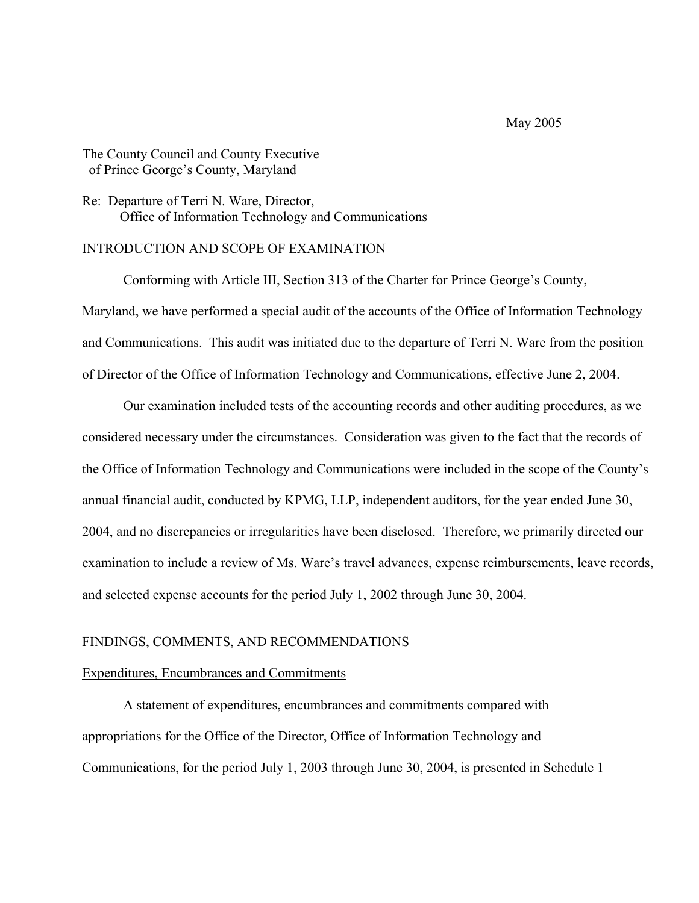May 2005

The County Council and County Executive
of Prince George's County, Maryland

Re: Departure of Terri N. Ware, Director,
Office of Information Technology and Communications

## INTRODUCTION AND SCOPE OF EXAMINATION

Conforming with Article III, Section 313 of the Charter for Prince George's County, Maryland, we have performed a special audit of the accounts of the Office of Information Technology and Communications. This audit was initiated due to the departure of Terri N. Ware from the position of Director of the Office of Information Technology and Communications, effective June 2, 2004.

Our examination included tests of the accounting records and other auditing procedures, as we considered necessary under the circumstances. Consideration was given to the fact that the records of the Office of Information Technology and Communications were included in the scope of the County's annual financial audit, conducted by KPMG, LLP, independent auditors, for the year ended June 30, 2004, and no discrepancies or irregularities have been disclosed. Therefore, we primarily directed our examination to include a review of Ms. Ware's travel advances, expense reimbursements, leave records, and selected expense accounts for the period July 1, 2002 through June 30, 2004.

## FINDINGS, COMMENTS, AND RECOMMENDATIONS

### Expenditures, Encumbrances and Commitments

A statement of expenditures, encumbrances and commitments compared with appropriations for the Office of the Director, Office of Information Technology and Communications, for the period July 1, 2003 through June 30, 2004, is presented in Schedule 1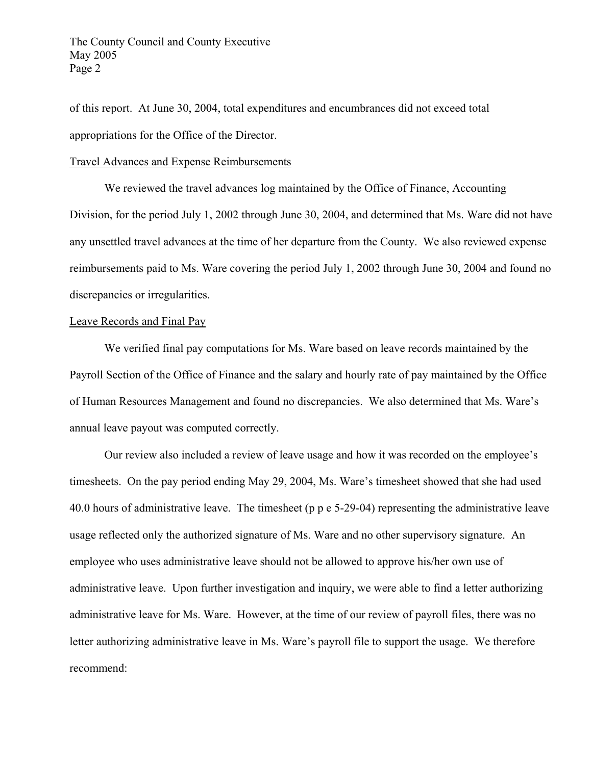of this report. At June 30, 2004, total expenditures and encumbrances did not exceed total appropriations for the Office of the Director.

<u>Travel Advances and Expense Reimbursements</u>

We reviewed the travel advances log maintained by the Office of Finance, Accounting Division, for the period July 1, 2002 through June 30, 2004, and determined that Ms. Ware did not have any unsettled travel advances at the time of her departure from the County. We also reviewed expense reimbursements paid to Ms. Ware covering the period July 1, 2002 through June 30, 2004 and found no discrepancies or irregularities.

<u>Leave Records and Final Pay</u>

We verified final pay computations for Ms. Ware based on leave records maintained by the Payroll Section of the Office of Finance and the salary and hourly rate of pay maintained by the Office of Human Resources Management and found no discrepancies. We also determined that Ms. Ware's annual leave payout was computed correctly.

Our review also included a review of leave usage and how it was recorded on the employee's timesheets. On the pay period ending May 29, 2004, Ms. Ware's timesheet showed that she had used 40.0 hours of administrative leave. The timesheet (p p e 5-29-04) representing the administrative leave usage reflected only the authorized signature of Ms. Ware and no other supervisory signature. An employee who uses administrative leave should not be allowed to approve his/her own use of administrative leave. Upon further investigation and inquiry, we were able to find a letter authorizing administrative leave for Ms. Ware. However, at the time of our review of payroll files, there was no letter authorizing administrative leave in Ms. Ware's payroll file to support the usage. We therefore recommend: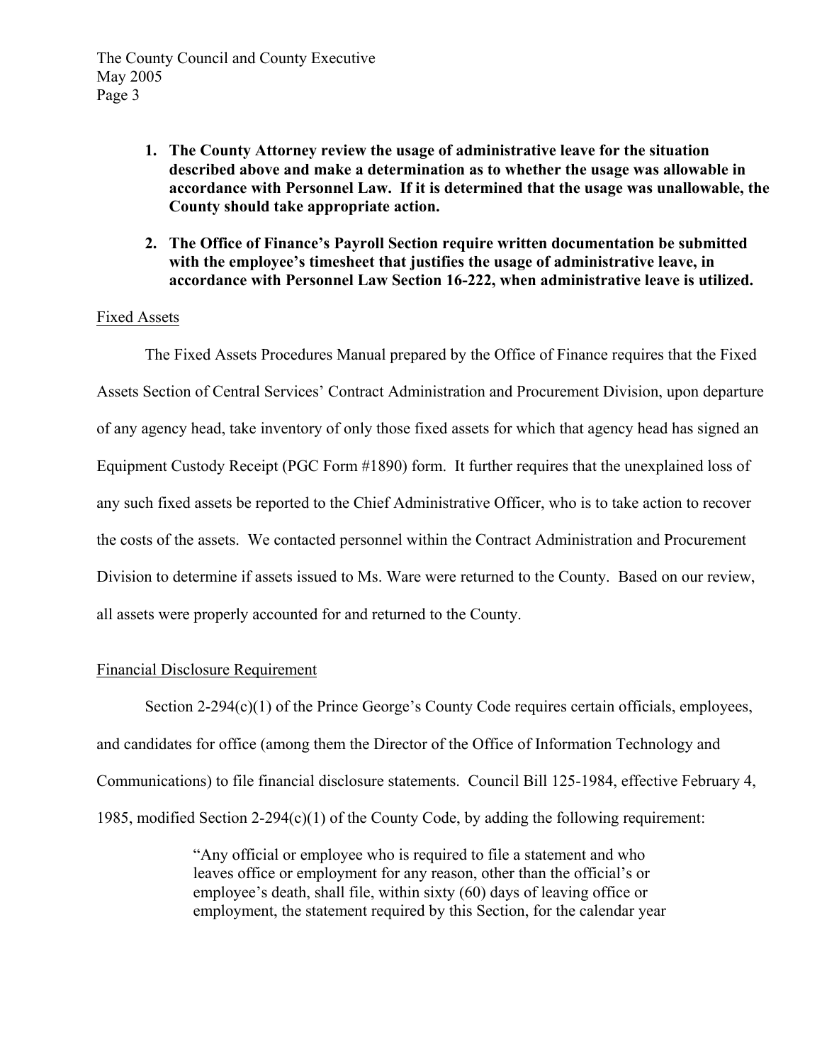1. **The County Attorney review the usage of administrative leave for the situation described above and make a determination as to whether the usage was allowable in accordance with Personnel Law. If it is determined that the usage was unallowable, the County should take appropriate action.**

2. **The Office of Finance's Payroll Section require written documentation be submitted with the employee's timesheet that justifies the usage of administrative leave, in accordance with Personnel Law Section 16-222, when administrative leave is utilized.**

Fixed Assets

The Fixed Assets Procedures Manual prepared by the Office of Finance requires that the Fixed Assets Section of Central Services' Contract Administration and Procurement Division, upon departure of any agency head, take inventory of only those fixed assets for which that agency head has signed an Equipment Custody Receipt (PGC Form #1890) form. It further requires that the unexplained loss of any such fixed assets be reported to the Chief Administrative Officer, who is to take action to recover the costs of the assets. We contacted personnel within the Contract Administration and Procurement Division to determine if assets issued to Ms. Ware were returned to the County. Based on our review, all assets were properly accounted for and returned to the County.

Financial Disclosure Requirement

Section 2-294(c)(1) of the Prince George's County Code requires certain officials, employees, and candidates for office (among them the Director of the Office of Information Technology and Communications) to file financial disclosure statements. Council Bill 125-1984, effective February 4, 1985, modified Section 2-294(c)(1) of the County Code, by adding the following requirement:

> "Any official or employee who is required to file a statement and who leaves office or employment for any reason, other than the official's or employee's death, shall file, within sixty (60) days of leaving office or employment, the statement required by this Section, for the calendar year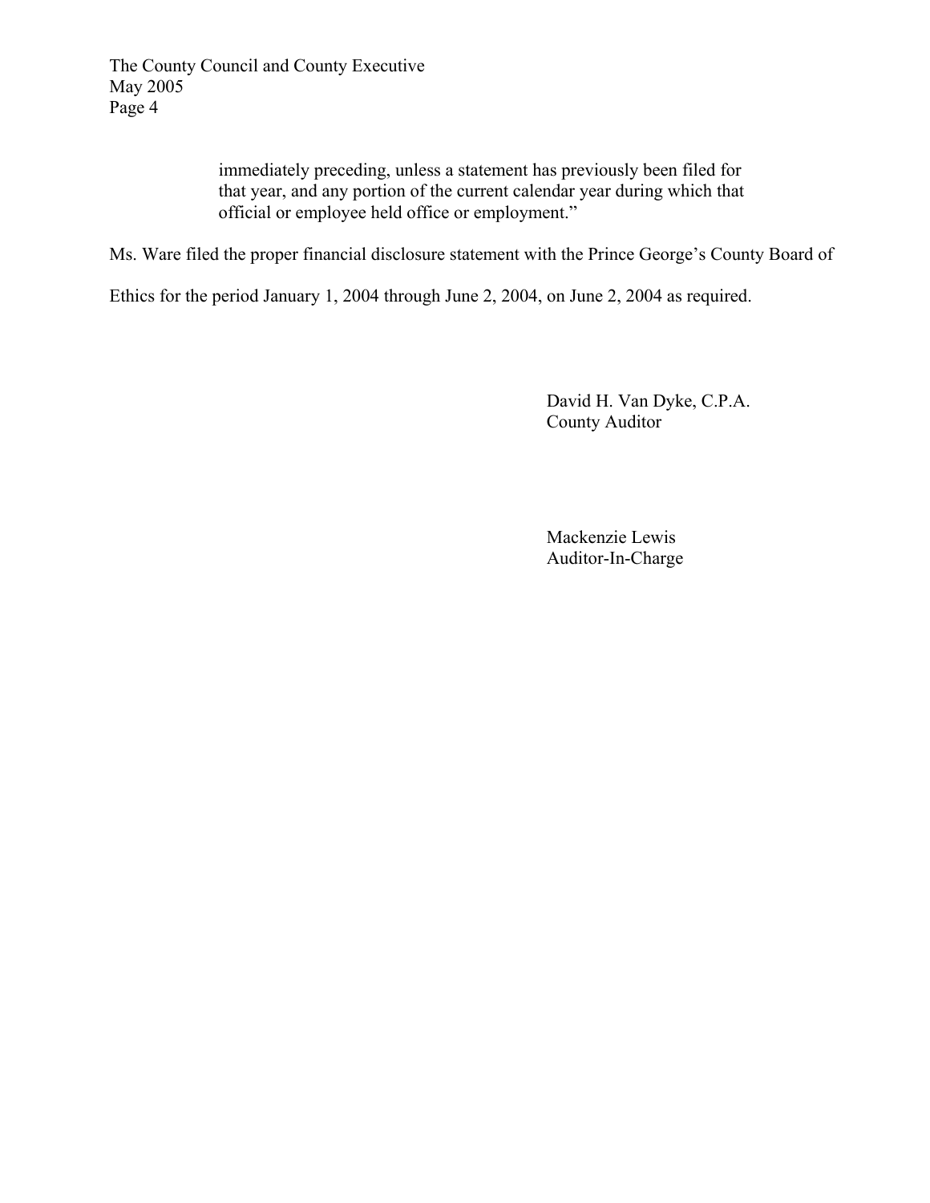> immediately preceding, unless a statement has previously been filed for that year, and any portion of the current calendar year during which that official or employee held office or employment."

Ms. Ware filed the proper financial disclosure statement with the Prince George's County Board of Ethics for the period January 1, 2004 through June 2, 2004, on June 2, 2004 as required.

David H. Van Dyke, C.P.A.
County Auditor

Mackenzie Lewis
Auditor-In-Charge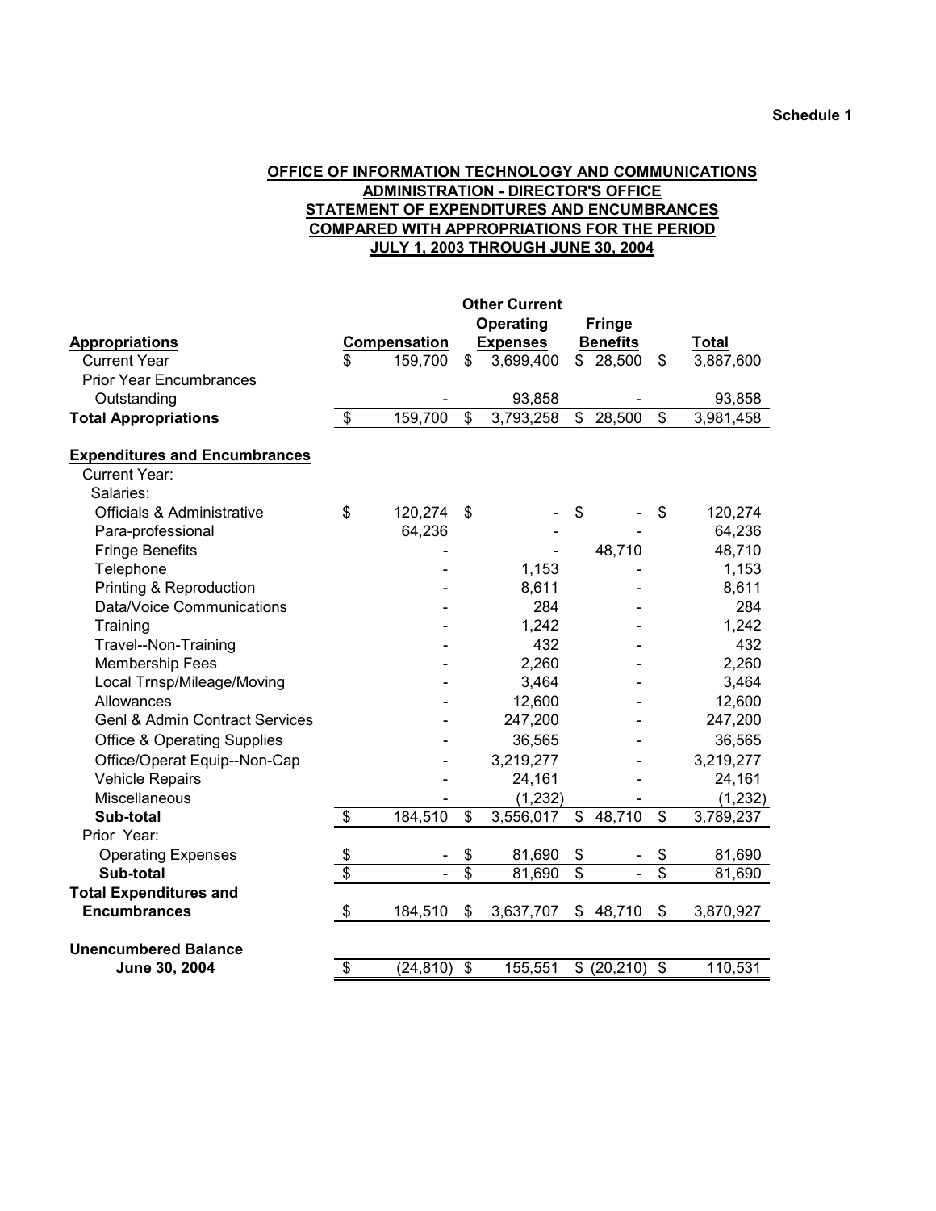Schedule 1

## OFFICE OF INFORMATION TECHNOLOGY AND COMMUNICATIONS
## ADMINISTRATION - DIRECTOR'S OFFICE
## STATEMENT OF EXPENDITURES AND ENCUMBRANCES COMPARED WITH APPROPRIATIONS FOR THE PERIOD JULY 1, 2003 THROUGH JUNE 30, 2004

| | Compensation | Other Current Operating Expenses | Fringe Benefits | Total |
|---|---|---|---|---|
| **Appropriations** | | | | |
| Current Year | $ 159,700 | $ 3,699,400 | $ 28,500 | $ 3,887,600 |
| Prior Year Encumbrances Outstanding | - | 93,858 | - | 93,858 |
| **Total Appropriations** | $ 159,700 | $ 3,793,258 | $ 28,500 | $ 3,981,458 |
| **Expenditures and Encumbrances** | | | | |
| Current Year: | | | | |
| Salaries: | | | | |
| Officials & Administrative | $ 120,274 | $ - | $ - | $ 120,274 |
| Para-professional | 64,236 | - | - | 64,236 |
| Fringe Benefits | - | - | 48,710 | 48,710 |
| Telephone | - | 1,153 | - | 1,153 |
| Printing & Reproduction | - | 8,611 | - | 8,611 |
| Data/Voice Communications | - | 284 | - | 284 |
| Training | - | 1,242 | - | 1,242 |
| Travel--Non-Training | - | 432 | - | 432 |
| Membership Fees | - | 2,260 | - | 2,260 |
| Local Trnsp/Mileage/Moving | - | 3,464 | - | 3,464 |
| Allowances | - | 12,600 | - | 12,600 |
| Genl & Admin Contract Services | - | 247,200 | - | 247,200 |
| Office & Operating Supplies | - | 36,565 | - | 36,565 |
| Office/Operat Equip--Non-Cap | - | 3,219,277 | - | 3,219,277 |
| Vehicle Repairs | - | 24,161 | - | 24,161 |
| Miscellaneous | - | (1,232) | - | (1,232) |
| **Sub-total** | $ 184,510 | $ 3,556,017 | $ 48,710 | $ 3,789,237 |
| Prior Year: | | | | |
| Operating Expenses | $ - | $ 81,690 | $ - | $ 81,690 |
| **Sub-total** | $ - | $ 81,690 | $ - | $ 81,690 |
| **Total Expenditures and Encumbrances** | $ 184,510 | $ 3,637,707 | $ 48,710 | $ 3,870,927 |
| **Unencumbered Balance June 30, 2004** | $ (24,810) | $ 155,551 | $ (20,210) | $ 110,531 |